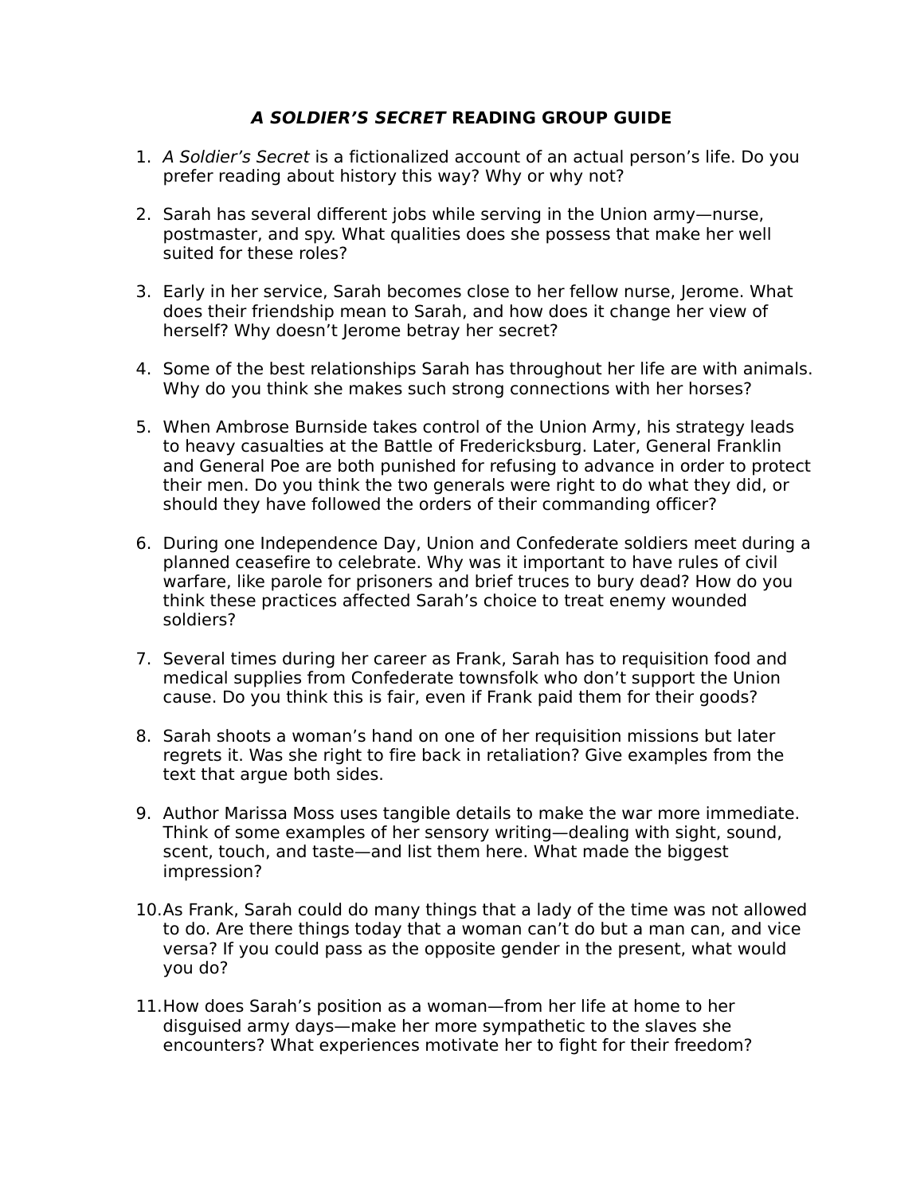# *A SOLDIER'S SECRET* READING GROUP GUIDE

1. *A Soldier's Secret* is a fictionalized account of an actual person's life. Do you prefer reading about history this way? Why or why not?

2. Sarah has several different jobs while serving in the Union army—nurse, postmaster, and spy. What qualities does she possess that make her well suited for these roles?

3. Early in her service, Sarah becomes close to her fellow nurse, Jerome. What does their friendship mean to Sarah, and how does it change her view of herself? Why doesn't Jerome betray her secret?

4. Some of the best relationships Sarah has throughout her life are with animals. Why do you think she makes such strong connections with her horses?

5. When Ambrose Burnside takes control of the Union Army, his strategy leads to heavy casualties at the Battle of Fredericksburg. Later, General Franklin and General Poe are both punished for refusing to advance in order to protect their men. Do you think the two generals were right to do what they did, or should they have followed the orders of their commanding officer?

6. During one Independence Day, Union and Confederate soldiers meet during a planned ceasefire to celebrate. Why was it important to have rules of civil warfare, like parole for prisoners and brief truces to bury dead? How do you think these practices affected Sarah's choice to treat enemy wounded soldiers?

7. Several times during her career as Frank, Sarah has to requisition food and medical supplies from Confederate townsfolk who don't support the Union cause. Do you think this is fair, even if Frank paid them for their goods?

8. Sarah shoots a woman's hand on one of her requisition missions but later regrets it. Was she right to fire back in retaliation? Give examples from the text that argue both sides.

9. Author Marissa Moss uses tangible details to make the war more immediate. Think of some examples of her sensory writing—dealing with sight, sound, scent, touch, and taste—and list them here. What made the biggest impression?

10. As Frank, Sarah could do many things that a lady of the time was not allowed to do. Are there things today that a woman can't do but a man can, and vice versa? If you could pass as the opposite gender in the present, what would you do?

11. How does Sarah's position as a woman—from her life at home to her disguised army days—make her more sympathetic to the slaves she encounters? What experiences motivate her to fight for their freedom?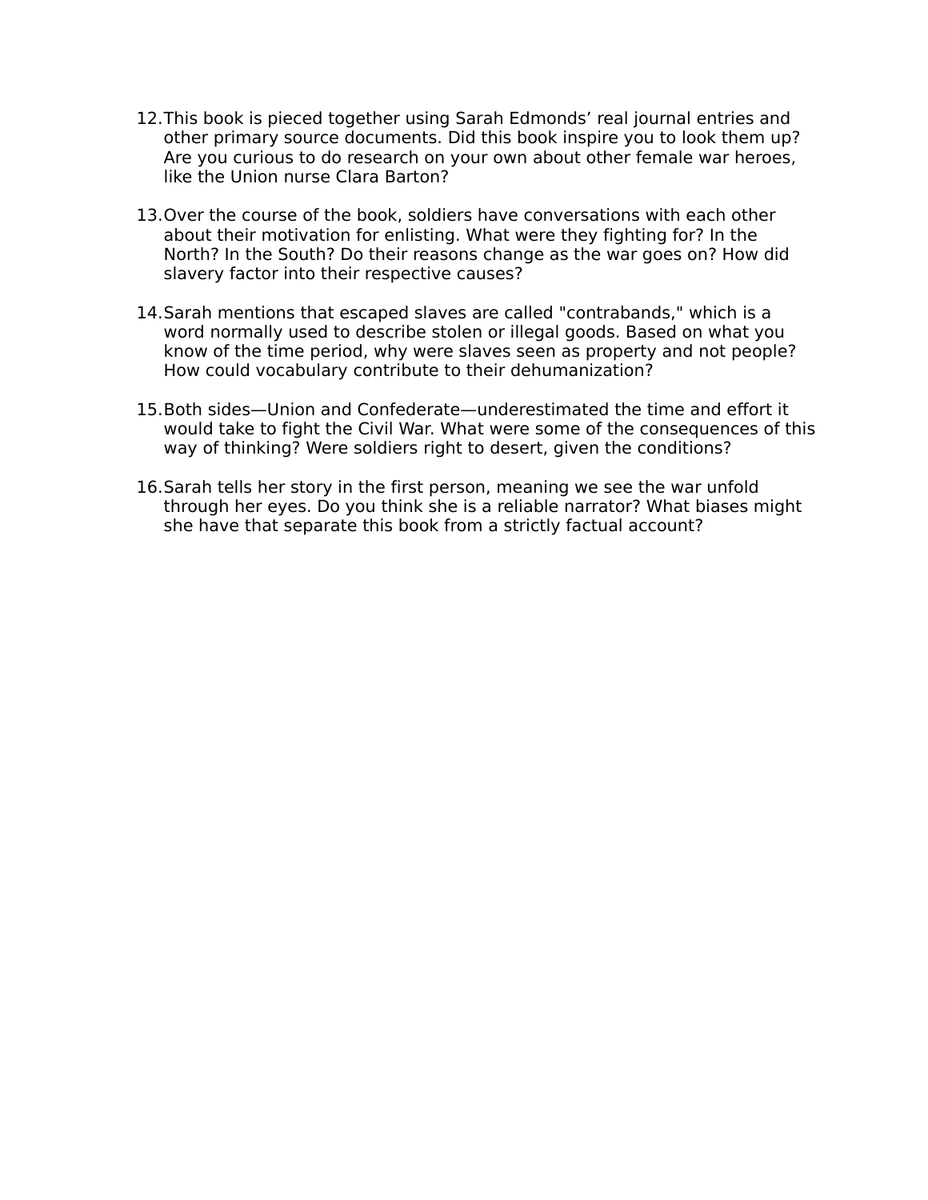12. This book is pieced together using Sarah Edmonds' real journal entries and other primary source documents. Did this book inspire you to look them up? Are you curious to do research on your own about other female war heroes, like the Union nurse Clara Barton?

13. Over the course of the book, soldiers have conversations with each other about their motivation for enlisting. What were they fighting for? In the North? In the South? Do their reasons change as the war goes on? How did slavery factor into their respective causes?

14. Sarah mentions that escaped slaves are called "contrabands," which is a word normally used to describe stolen or illegal goods. Based on what you know of the time period, why were slaves seen as property and not people? How could vocabulary contribute to their dehumanization?

15. Both sides—Union and Confederate—underestimated the time and effort it would take to fight the Civil War. What were some of the consequences of this way of thinking? Were soldiers right to desert, given the conditions?

16. Sarah tells her story in the first person, meaning we see the war unfold through her eyes. Do you think she is a reliable narrator? What biases might she have that separate this book from a strictly factual account?